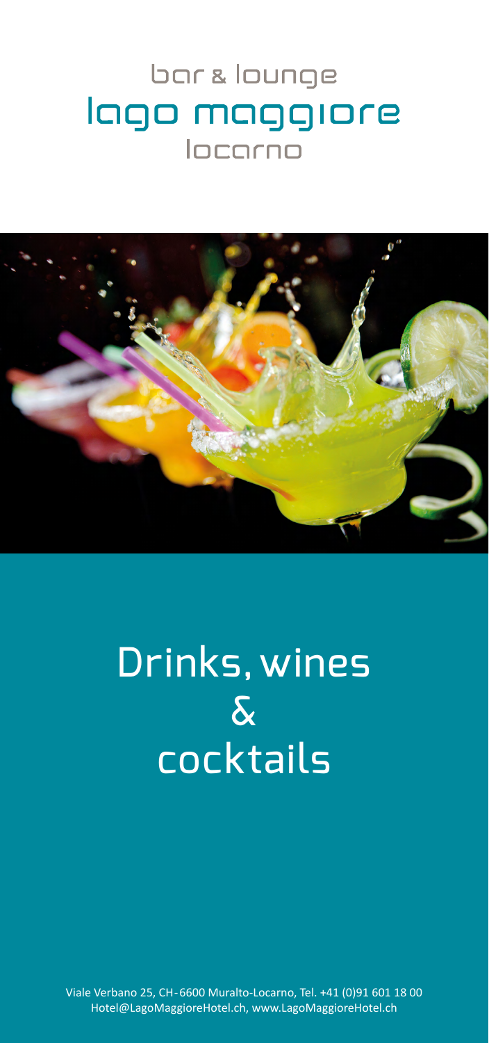bar & lounge

# lago maggiore

locarno

# Drinks, wines & cocktails

Viale Verbano 25, CH-6600 Muralto-Locarno, Tel. +41 (0)91 601 18 00
Hotel@LagoMaggioreHotel.ch, www.LagoMaggioreHotel.ch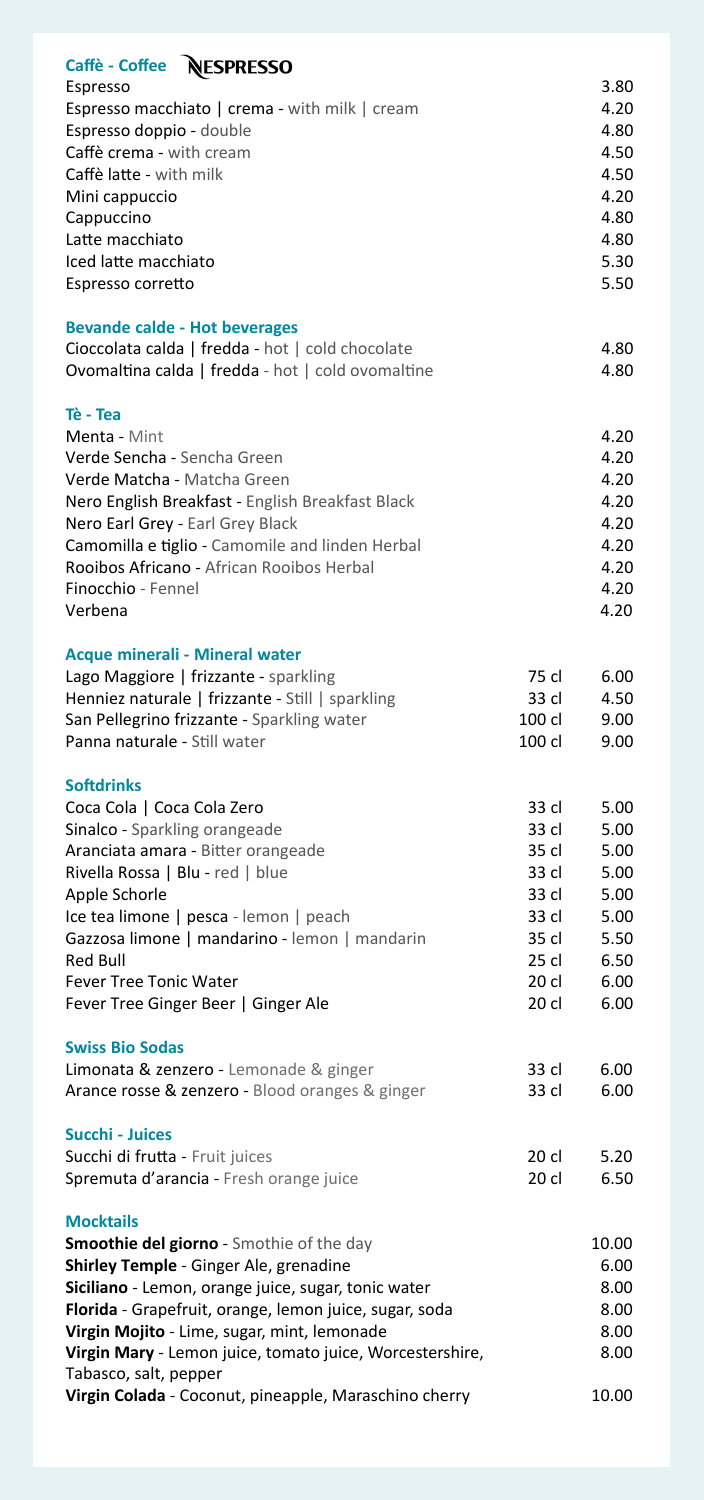## Caffè - Coffee NESPRESSO

| | |
|---|---|
| Espresso | 3.80 |
| Espresso macchiato \| crema - with milk \| cream | 4.20 |
| Espresso doppio - double | 4.80 |
| Caffè crema - with cream | 4.50 |
| Caffè latte - with milk | 4.50 |
| Mini cappuccio | 4.20 |
| Cappuccino | 4.80 |
| Latte macchiato | 4.80 |
| Iced latte macchiato | 5.30 |
| Espresso corretto | 5.50 |

## Bevande calde - Hot beverages

| | |
|---|---|
| Cioccolata calda \| fredda - hot \| cold chocolate | 4.80 |
| Ovomaltina calda \| fredda - hot \| cold ovomaltine | 4.80 |

## Tè - Tea

| | |
|---|---|
| Menta - Mint | 4.20 |
| Verde Sencha - Sencha Green | 4.20 |
| Verde Matcha - Matcha Green | 4.20 |
| Nero English Breakfast - English Breakfast Black | 4.20 |
| Nero Earl Grey - Earl Grey Black | 4.20 |
| Camomilla e tiglio - Camomile and linden Herbal | 4.20 |
| Rooibos Africano - African Rooibos Herbal | 4.20 |
| Finocchio - Fennel | 4.20 |
| Verbena | 4.20 |

## Acque minerali - Mineral water

| | | |
|---|---|---|
| Lago Maggiore \| frizzante - sparkling | 75 cl | 6.00 |
| Henniez naturale \| frizzante - Still \| sparkling | 33 cl | 4.50 |
| San Pellegrino frizzante - Sparkling water | 100 cl | 9.00 |
| Panna naturale - Still water | 100 cl | 9.00 |

## Softdrinks

| | | |
|---|---|---|
| Coca Cola \| Coca Cola Zero | 33 cl | 5.00 |
| Sinalco - Sparkling orangeade | 33 cl | 5.00 |
| Aranciata amara - Bitter orangeade | 35 cl | 5.00 |
| Rivella Rossa \| Blu - red \| blue | 33 cl | 5.00 |
| Apple Schorle | 33 cl | 5.00 |
| Ice tea limone \| pesca - lemon \| peach | 33 cl | 5.00 |
| Gazzosa limone \| mandarino - lemon \| mandarin | 35 cl | 5.50 |
| Red Bull | 25 cl | 6.50 |
| Fever Tree Tonic Water | 20 cl | 6.00 |
| Fever Tree Ginger Beer \| Ginger Ale | 20 cl | 6.00 |

## Swiss Bio Sodas

| | | |
|---|---|---|
| Limonata & zenzero - Lemonade & ginger | 33 cl | 6.00 |
| Arance rosse & zenzero - Blood oranges & ginger | 33 cl | 6.00 |

## Succhi - Juices

| | | |
|---|---|---|
| Succhi di frutta - Fruit juices | 20 cl | 5.20 |
| Spremuta d'arancia - Fresh orange juice | 20 cl | 6.50 |

## Mocktails

| | |
|---|---|
| **Smoothie del giorno** - Smothie of the day | 10.00 |
| **Shirley Temple** - Ginger Ale, grenadine | 6.00 |
| **Siciliano** - Lemon, orange juice, sugar, tonic water | 8.00 |
| **Florida** - Grapefruit, orange, lemon juice, sugar, soda | 8.00 |
| **Virgin Mojito** - Lime, sugar, mint, lemonade | 8.00 |
| **Virgin Mary** - Lemon juice, tomato juice, Worcestershire, Tabasco, salt, pepper | 8.00 |
| **Virgin Colada** - Coconut, pineapple, Maraschino cherry | 10.00 |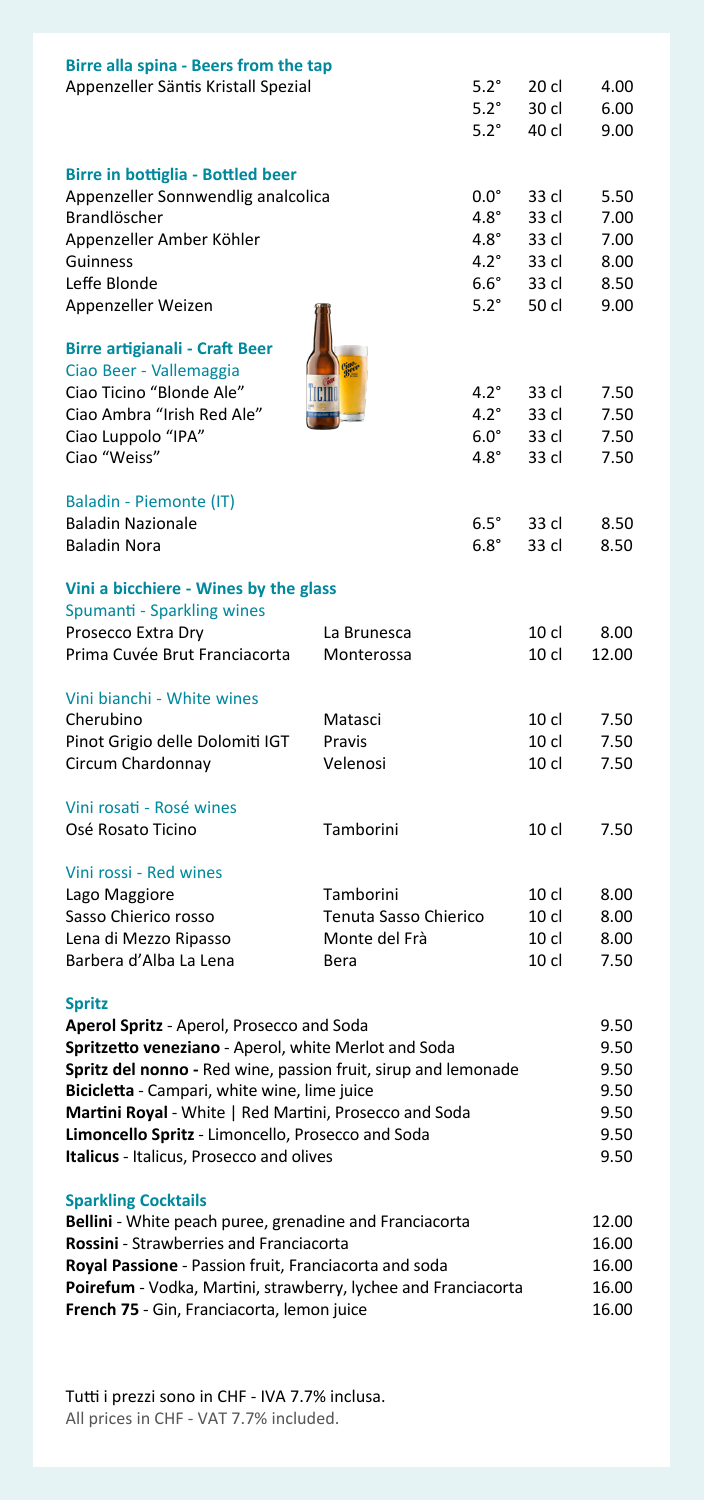## Birre alla spina - Beers from the tap

| | | | |
|---|---|---|---|
| Appenzeller Säntis Kristall Spezial | 5.2° | 20 cl | 4.00 |
| | 5.2° | 30 cl | 6.00 |
| | 5.2° | 40 cl | 9.00 |

## Birre in bottiglia - Bottled beer

| | | | |
|---|---|---|---|
| Appenzeller Sonnwendlig analcolica | 0.0° | 33 cl | 5.50 |
| Brandlöscher | 4.8° | 33 cl | 7.00 |
| Appenzeller Amber Köhler | 4.8° | 33 cl | 7.00 |
| Guinness | 4.2° | 33 cl | 8.00 |
| Leffe Blonde | 6.6° | 33 cl | 8.50 |
| Appenzeller Weizen | 5.2° | 50 cl | 9.00 |

## Birre artigianali - Craft Beer

### Ciao Beer - Vallemaggia

| | | | |
|---|---|---|---|
| Ciao Ticino "Blonde Ale" | 4.2° | 33 cl | 7.50 |
| Ciao Ambra "Irish Red Ale" | 4.2° | 33 cl | 7.50 |
| Ciao Luppolo "IPA" | 6.0° | 33 cl | 7.50 |
| Ciao "Weiss" | 4.8° | 33 cl | 7.50 |

### Baladin - Piemonte (IT)

| | | | |
|---|---|---|---|
| Baladin Nazionale | 6.5° | 33 cl | 8.50 |
| Baladin Nora | 6.8° | 33 cl | 8.50 |

## Vini a bicchiere - Wines by the glass

### Spumanti - Sparkling wines

| | | | |
|---|---|---|---|
| Prosecco Extra Dry | La Brunesca | 10 cl | 8.00 |
| Prima Cuvée Brut Franciacorta | Monterossa | 10 cl | 12.00 |

### Vini bianchi - White wines

| | | | |
|---|---|---|---|
| Cherubino | Matasci | 10 cl | 7.50 |
| Pinot Grigio delle Dolomiti IGT | Pravis | 10 cl | 7.50 |
| Circum Chardonnay | Velenosi | 10 cl | 7.50 |

### Vini rosati - Rosé wines

| | | | |
|---|---|---|---|
| Osé Rosato Ticino | Tamborini | 10 cl | 7.50 |

### Vini rossi - Red wines

| | | | |
|---|---|---|---|
| Lago Maggiore | Tamborini | 10 cl | 8.00 |
| Sasso Chierico rosso | Tenuta Sasso Chierico | 10 cl | 8.00 |
| Lena di Mezzo Ripasso | Monte del Frà | 10 cl | 8.00 |
| Barbera d'Alba La Lena | Bera | 10 cl | 7.50 |

## Spritz

| | |
|---|---|
| **Aperol Spritz** - Aperol, Prosecco and Soda | 9.50 |
| **Spritzetto veneziano** - Aperol, white Merlot and Soda | 9.50 |
| **Spritz del nonno** - Red wine, passion fruit, sirup and lemonade | 9.50 |
| **Bicicletta** - Campari, white wine, lime juice | 9.50 |
| **Martini Royal** - White \| Red Martini, Prosecco and Soda | 9.50 |
| **Limoncello Spritz** - Limoncello, Prosecco and Soda | 9.50 |
| **Italicus** - Italicus, Prosecco and olives | 9.50 |

## Sparkling Cocktails

| | |
|---|---|
| **Bellini** - White peach puree, grenadine and Franciacorta | 12.00 |
| **Rossini** - Strawberries and Franciacorta | 16.00 |
| **Royal Passione** - Passion fruit, Franciacorta and soda | 16.00 |
| **Poirefum** - Vodka, Martini, strawberry, lychee and Franciacorta | 16.00 |
| **French 75** - Gin, Franciacorta, lemon juice | 16.00 |

Tutti i prezzi sono in CHF - IVA 7.7% inclusa.
All prices in CHF - VAT 7.7% included.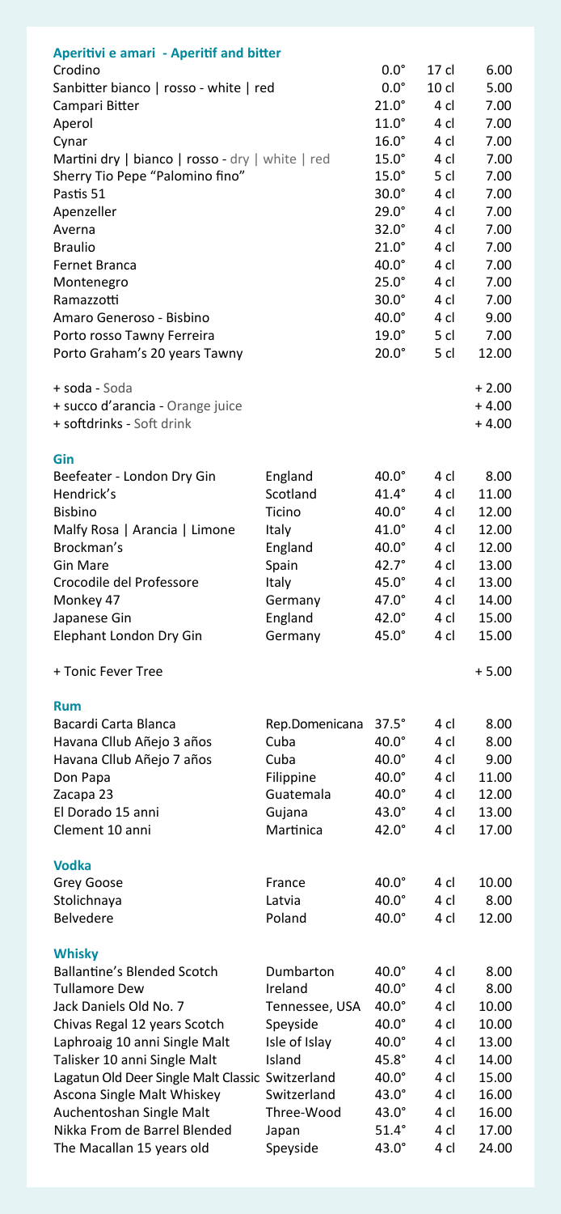## Aperitivi e amari - Aperitif and bitter

| | | | |
|---|---|---|---|
| Crodino | 0.0° | 17 cl | 6.00 |
| Sanbitter bianco \| rosso - white \| red | 0.0° | 10 cl | 5.00 |
| Campari Bitter | 21.0° | 4 cl | 7.00 |
| Aperol | 11.0° | 4 cl | 7.00 |
| Cynar | 16.0° | 4 cl | 7.00 |
| Martini dry \| bianco \| rosso - dry \| white \| red | 15.0° | 4 cl | 7.00 |
| Sherry Tio Pepe "Palomino fino" | 15.0° | 5 cl | 7.00 |
| Pastis 51 | 30.0° | 4 cl | 7.00 |
| Apenzeller | 29.0° | 4 cl | 7.00 |
| Averna | 32.0° | 4 cl | 7.00 |
| Braulio | 21.0° | 4 cl | 7.00 |
| Fernet Branca | 40.0° | 4 cl | 7.00 |
| Montenegro | 25.0° | 4 cl | 7.00 |
| Ramazzotti | 30.0° | 4 cl | 7.00 |
| Amaro Generoso - Bisbino | 40.0° | 4 cl | 9.00 |
| Porto rosso Tawny Ferreira | 19.0° | 5 cl | 7.00 |
| Porto Graham's 20 years Tawny | 20.0° | 5 cl | 12.00 |
| | | | |
| + soda - Soda | | | + 2.00 |
| + succo d'arancia - Orange juice | | | + 4.00 |
| + softdrinks - Soft drink | | | + 4.00 |

## Gin

| | | | | |
|---|---|---|---|---|
| Beefeater - London Dry Gin | England | 40.0° | 4 cl | 8.00 |
| Hendrick's | Scotland | 41.4° | 4 cl | 11.00 |
| Bisbino | Ticino | 40.0° | 4 cl | 12.00 |
| Malfy Rosa \| Arancia \| Limone | Italy | 41.0° | 4 cl | 12.00 |
| Brockman's | England | 40.0° | 4 cl | 12.00 |
| Gin Mare | Spain | 42.7° | 4 cl | 13.00 |
| Crocodile del Professore | Italy | 45.0° | 4 cl | 13.00 |
| Monkey 47 | Germany | 47.0° | 4 cl | 14.00 |
| Japanese Gin | England | 42.0° | 4 cl | 15.00 |
| Elephant London Dry Gin | Germany | 45.0° | 4 cl | 15.00 |
| | | | | |
| + Tonic Fever Tree | | | | + 5.00 |

## Rum

| | | | | |
|---|---|---|---|---|
| Bacardi Carta Blanca | Rep.Domenicana | 37.5° | 4 cl | 8.00 |
| Havana Cllub Añejo 3 años | Cuba | 40.0° | 4 cl | 8.00 |
| Havana Cllub Añejo 7 años | Cuba | 40.0° | 4 cl | 9.00 |
| Don Papa | Filippine | 40.0° | 4 cl | 11.00 |
| Zacapa 23 | Guatemala | 40.0° | 4 cl | 12.00 |
| El Dorado 15 anni | Gujana | 43.0° | 4 cl | 13.00 |
| Clement 10 anni | Martinica | 42.0° | 4 cl | 17.00 |

## Vodka

| | | | | |
|---|---|---|---|---|
| Grey Goose | France | 40.0° | 4 cl | 10.00 |
| Stolichnaya | Latvia | 40.0° | 4 cl | 8.00 |
| Belvedere | Poland | 40.0° | 4 cl | 12.00 |

## Whisky

| | | | | |
|---|---|---|---|---|
| Ballantine's Blended Scotch | Dumbarton | 40.0° | 4 cl | 8.00 |
| Tullamore Dew | Ireland | 40.0° | 4 cl | 8.00 |
| Jack Daniels Old No. 7 | Tennessee, USA | 40.0° | 4 cl | 10.00 |
| Chivas Regal 12 years Scotch | Speyside | 40.0° | 4 cl | 10.00 |
| Laphroaig 10 anni Single Malt | Isle of Islay | 40.0° | 4 cl | 13.00 |
| Talisker 10 anni Single Malt | Island | 45.8° | 4 cl | 14.00 |
| Lagatun Old Deer Single Malt Classic | Switzerland | 40.0° | 4 cl | 15.00 |
| Ascona Single Malt Whiskey | Switzerland | 43.0° | 4 cl | 16.00 |
| Auchentoshan Single Malt | Three-Wood | 43.0° | 4 cl | 16.00 |
| Nikka From de Barrel Blended | Japan | 51.4° | 4 cl | 17.00 |
| The Macallan 15 years old | Speyside | 43.0° | 4 cl | 24.00 |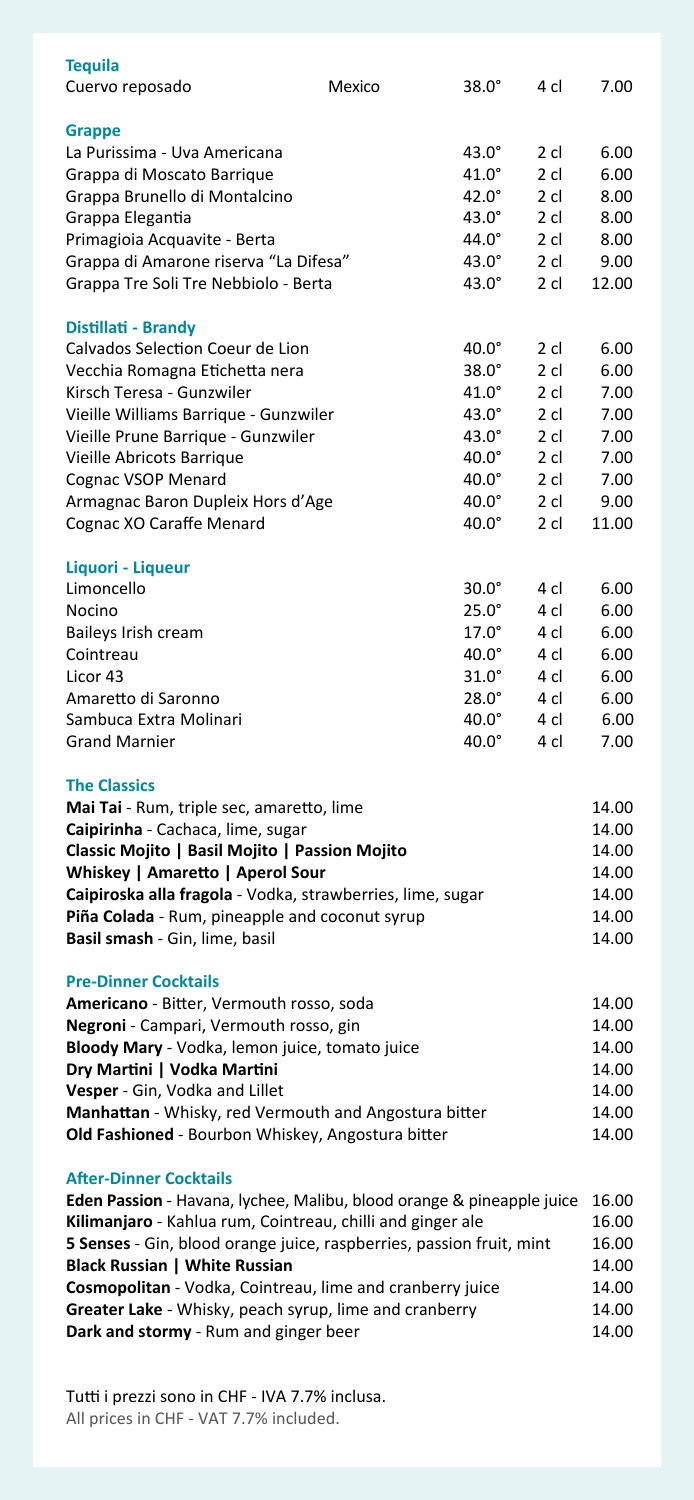## Tequila

| | | | | |
|---|---|---|---|---|
| Cuervo reposado | Mexico | 38.0° | 4 cl | 7.00 |

## Grappe

| | | | |
|---|---|---|---|
| La Purissima - Uva Americana | 43.0° | 2 cl | 6.00 |
| Grappa di Moscato Barrique | 41.0° | 2 cl | 6.00 |
| Grappa Brunello di Montalcino | 42.0° | 2 cl | 8.00 |
| Grappa Elegantia | 43.0° | 2 cl | 8.00 |
| Primagioia Acquavite - Berta | 44.0° | 2 cl | 8.00 |
| Grappa di Amarone riserva "La Difesa" | 43.0° | 2 cl | 9.00 |
| Grappa Tre Soli Tre Nebbiolo - Berta | 43.0° | 2 cl | 12.00 |

## Distillati - Brandy

| | | | |
|---|---|---|---|
| Calvados Selection Coeur de Lion | 40.0° | 2 cl | 6.00 |
| Vecchia Romagna Etichetta nera | 38.0° | 2 cl | 6.00 |
| Kirsch Teresa - Gunzwiler | 41.0° | 2 cl | 7.00 |
| Vieille Williams Barrique - Gunzwiler | 43.0° | 2 cl | 7.00 |
| Vieille Prune Barrique - Gunzwiler | 43.0° | 2 cl | 7.00 |
| Vieille Abricots Barrique | 40.0° | 2 cl | 7.00 |
| Cognac VSOP Menard | 40.0° | 2 cl | 7.00 |
| Armagnac Baron Dupleix Hors d'Age | 40.0° | 2 cl | 9.00 |
| Cognac XO Caraffe Menard | 40.0° | 2 cl | 11.00 |

## Liquori - Liqueur

| | | | |
|---|---|---|---|
| Limoncello | 30.0° | 4 cl | 6.00 |
| Nocino | 25.0° | 4 cl | 6.00 |
| Baileys Irish cream | 17.0° | 4 cl | 6.00 |
| Cointreau | 40.0° | 4 cl | 6.00 |
| Licor 43 | 31.0° | 4 cl | 6.00 |
| Amaretto di Saronno | 28.0° | 4 cl | 6.00 |
| Sambuca Extra Molinari | 40.0° | 4 cl | 6.00 |
| Grand Marnier | 40.0° | 4 cl | 7.00 |

## The Classics

| | |
|---|---|
| **Mai Tai** - Rum, triple sec, amaretto, lime | 14.00 |
| **Caipirinha** - Cachaca, lime, sugar | 14.00 |
| **Classic Mojito \| Basil Mojito \| Passion Mojito** | 14.00 |
| **Whiskey \| Amaretto \| Aperol Sour** | 14.00 |
| **Caipiroska alla fragola** - Vodka, strawberries, lime, sugar | 14.00 |
| **Piña Colada** - Rum, pineapple and coconut syrup | 14.00 |
| **Basil smash** - Gin, lime, basil | 14.00 |

## Pre-Dinner Cocktails

| | |
|---|---|
| **Americano** - Bitter, Vermouth rosso, soda | 14.00 |
| **Negroni** - Campari, Vermouth rosso, gin | 14.00 |
| **Bloody Mary** - Vodka, lemon juice, tomato juice | 14.00 |
| **Dry Martini \| Vodka Martini** | 14.00 |
| **Vesper** - Gin, Vodka and Lillet | 14.00 |
| **Manhattan** - Whisky, red Vermouth and Angostura bitter | 14.00 |
| **Old Fashioned** - Bourbon Whiskey, Angostura bitter | 14.00 |

## After-Dinner Cocktails

| | |
|---|---|
| **Eden Passion** - Havana, lychee, Malibu, blood orange & pineapple juice | 16.00 |
| **Kilimanjaro** - Kahlua rum, Cointreau, chilli and ginger ale | 16.00 |
| **5 Senses** - Gin, blood orange juice, raspberries, passion fruit, mint | 16.00 |
| **Black Russian \| White Russian** | 14.00 |
| **Cosmopolitan** - Vodka, Cointreau, lime and cranberry juice | 14.00 |
| **Greater Lake** - Whisky, peach syrup, lime and cranberry | 14.00 |
| **Dark and stormy** - Rum and ginger beer | 14.00 |

Tutti i prezzi sono in CHF - IVA 7.7% inclusa.
All prices in CHF - VAT 7.7% included.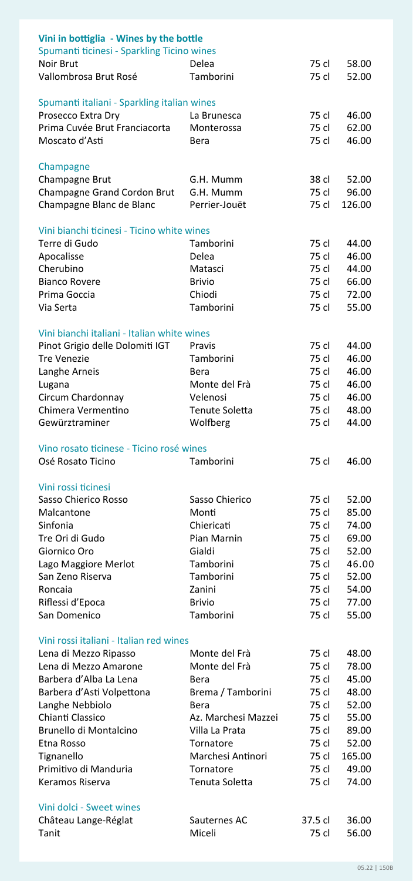## Vini in bottiglia - Wines by the bottle

### Spumanti ticinesi - Sparkling Ticino wines

| | | | |
|---|---|---|---|
| Noir Brut | Delea | 75 cl | 58.00 |
| Vallombrosa Brut Rosé | Tamborini | 75 cl | 52.00 |

### Spumanti italiani - Sparkling italian wines

| | | | |
|---|---|---|---|
| Prosecco Extra Dry | La Brunesca | 75 cl | 46.00 |
| Prima Cuvée Brut Franciacorta | Monterossa | 75 cl | 62.00 |
| Moscato d'Asti | Bera | 75 cl | 46.00 |

### Champagne

| | | | |
|---|---|---|---|
| Champagne Brut | G.H. Mumm | 38 cl | 52.00 |
| Champagne Grand Cordon Brut | G.H. Mumm | 75 cl | 96.00 |
| Champagne Blanc de Blanc | Perrier-Jouët | 75 cl | 126.00 |

### Vini bianchi ticinesi - Ticino white wines

| | | | |
|---|---|---|---|
| Terre di Gudo | Tamborini | 75 cl | 44.00 |
| Apocalisse | Delea | 75 cl | 46.00 |
| Cherubino | Matasci | 75 cl | 44.00 |
| Bianco Rovere | Brivio | 75 cl | 66.00 |
| Prima Goccia | Chiodi | 75 cl | 72.00 |
| Via Serta | Tamborini | 75 cl | 55.00 |

### Vini bianchi italiani - Italian white wines

| | | | |
|---|---|---|---|
| Pinot Grigio delle Dolomiti IGT | Pravis | 75 cl | 44.00 |
| Tre Venezie | Tamborini | 75 cl | 46.00 |
| Langhe Arneis | Bera | 75 cl | 46.00 |
| Lugana | Monte del Frà | 75 cl | 46.00 |
| Circum Chardonnay | Velenosi | 75 cl | 46.00 |
| Chimera Vermentino | Tenute Soletta | 75 cl | 48.00 |
| Gewürztraminer | Wolfberg | 75 cl | 44.00 |

### Vino rosato ticinese - Ticino rosé wines

| | | | |
|---|---|---|---|
| Osé Rosato Ticino | Tamborini | 75 cl | 46.00 |

### Vini rossi ticinesi

| | | | |
|---|---|---|---|
| Sasso Chierico Rosso | Sasso Chierico | 75 cl | 52.00 |
| Malcantone | Monti | 75 cl | 85.00 |
| Sinfonia | Chiericati | 75 cl | 74.00 |
| Tre Ori di Gudo | Pian Marnin | 75 cl | 69.00 |
| Giornico Oro | Gialdi | 75 cl | 52.00 |
| Lago Maggiore Merlot | Tamborini | 75 cl | 46.00 |
| San Zeno Riserva | Tamborini | 75 cl | 52.00 |
| Roncaia | Zanini | 75 cl | 54.00 |
| Riflessi d'Epoca | Brivio | 75 cl | 77.00 |
| San Domenico | Tamborini | 75 cl | 55.00 |

### Vini rossi italiani - Italian red wines

| | | | |
|---|---|---|---|
| Lena di Mezzo Ripasso | Monte del Frà | 75 cl | 48.00 |
| Lena di Mezzo Amarone | Monte del Frà | 75 cl | 78.00 |
| Barbera d'Alba La Lena | Bera | 75 cl | 45.00 |
| Barbera d'Asti Volpettona | Brema / Tamborini | 75 cl | 48.00 |
| Langhe Nebbiolo | Bera | 75 cl | 52.00 |
| Chianti Classico | Az. Marchesi Mazzei | 75 cl | 55.00 |
| Brunello di Montalcino | Villa La Prata | 75 cl | 89.00 |
| Etna Rosso | Tornatore | 75 cl | 52.00 |
| Tignanello | Marchesi Antinori | 75 cl | 165.00 |
| Primitivo di Manduria | Tornatore | 75 cl | 49.00 |
| Keramos Riserva | Tenuta Soletta | 75 cl | 74.00 |

### Vini dolci - Sweet wines

| | | | |
|---|---|---|---|
| Château Lange-Réglat | Sauternes AC | 37.5 cl | 36.00 |
| Tanit | Miceli | 75 cl | 56.00 |

05.22 | 150B